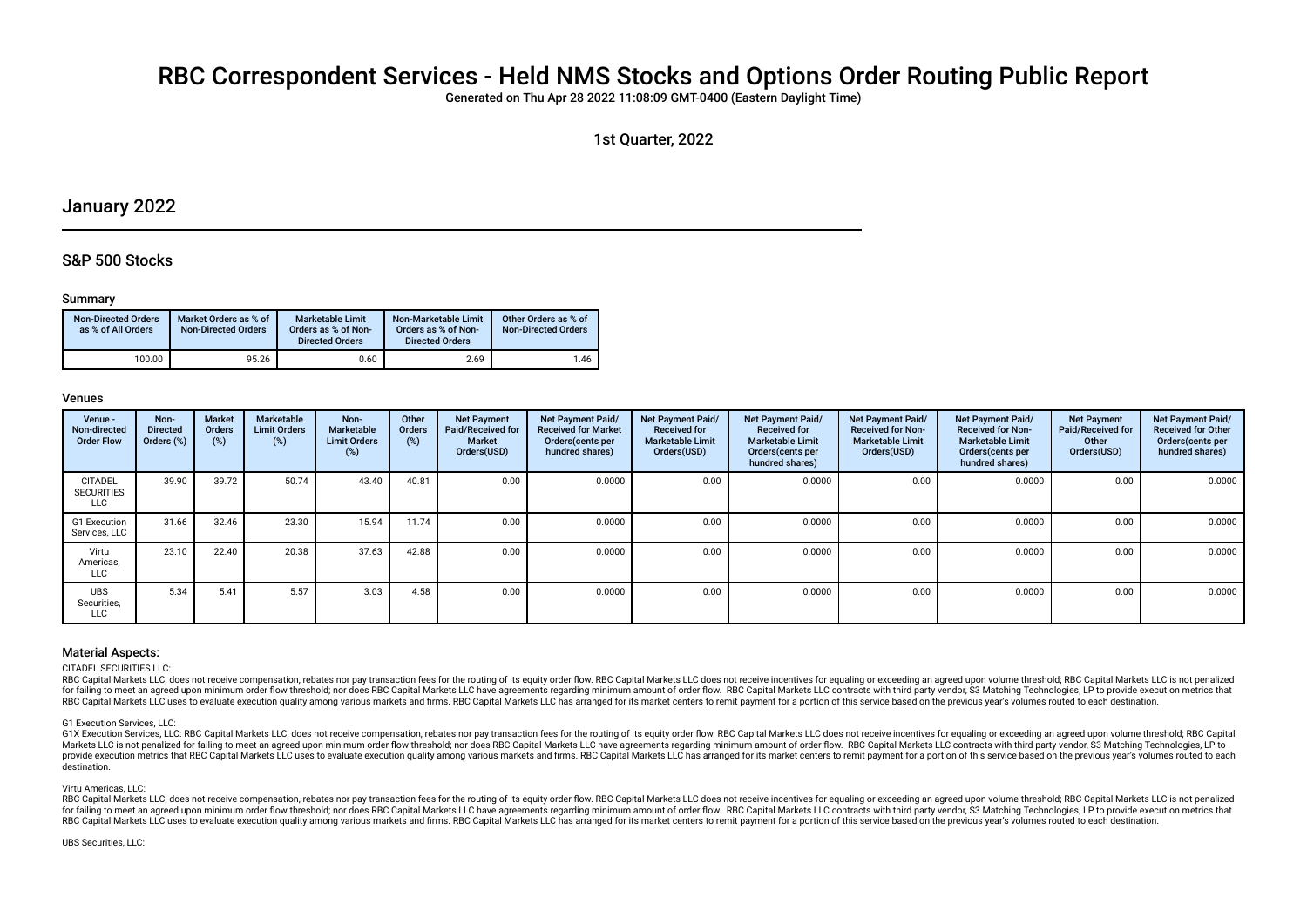# RBC Correspondent Services - Held NMS Stocks and Options Order Routing Public Report

**Generated on Thu Apr 28 2022 11:08:09 GMT-0400 (Eastern Daylight Time)**

1st Quarter, 2022

## January 2022

### S&P 500 Stocks

#### Summary

| Non-Directed Orders as % of All Orders | Market Orders as % of Non-Directed Orders | Marketable Limit Orders as % of Non-Directed Orders | Non-Marketable Limit Orders as % of Non-Directed Orders | Other Orders as % of Non-Directed Orders |
|---|---|---|---|---|
| 100.00 | 95.26 | 0.60 | 2.69 | 1.46 |

#### Venues

| Venue - Non-directed Order Flow | Non-Directed Orders (%) | Market Orders (%) | Marketable Limit Orders (%) | Non-Marketable Limit Orders (%) | Other Orders (%) | Net Payment Paid/Received for Market Orders(USD) | Net Payment Paid/Received for Market Orders(cents per hundred shares) | Net Payment Paid/Received for Marketable Limit Orders(USD) | Net Payment Paid/Received for Marketable Limit Orders(cents per hundred shares) | Net Payment Paid/Received for Non-Marketable Limit Orders(USD) | Net Payment Paid/Received for Non-Marketable Limit Orders(cents per hundred shares) | Net Payment Paid/Received for Other Orders(USD) | Net Payment Paid/Received for Other Orders(cents per hundred shares) |
|---|---|---|---|---|---|---|---|---|---|---|---|---|---|
| CITADEL SECURITIES LLC | 39.90 | 39.72 | 50.74 | 43.40 | 40.81 | 0.00 | 0.0000 | 0.00 | 0.0000 | 0.00 | 0.0000 | 0.00 | 0.0000 |
| G1 Execution Services, LLC | 31.66 | 32.46 | 23.30 | 15.94 | 11.74 | 0.00 | 0.0000 | 0.00 | 0.0000 | 0.00 | 0.0000 | 0.00 | 0.0000 |
| Virtu Americas, LLC | 23.10 | 22.40 | 20.38 | 37.63 | 42.88 | 0.00 | 0.0000 | 0.00 | 0.0000 | 0.00 | 0.0000 | 0.00 | 0.0000 |
| UBS Securities, LLC | 5.34 | 5.41 | 5.57 | 3.03 | 4.58 | 0.00 | 0.0000 | 0.00 | 0.0000 | 0.00 | 0.0000 | 0.00 | 0.0000 |

#### Material Aspects:

CITADEL SECURITIES LLC:

RBC Capital Markets LLC, does not receive compensation, rebates nor pay transaction fees for the routing of its equity order flow. RBC Capital Markets LLC does not receive incentives for equaling or exceeding an agreed upon volume threshold; RBC Capital Markets LLC is not penalized for failing to meet an agreed upon minimum order flow threshold; nor does RBC Capital Markets LLC have agreements regarding minimum amount of order flow. RBC Capital Markets LLC contracts with third party vendor, S3 Matching Technologies, LP to provide execution metrics that RBC Capital Markets LLC uses to evaluate execution quality among various markets and firms. RBC Capital Markets LLC has arranged for its market centers to remit payment for a portion of this service based on the previous year's volumes routed to each destination.

G1 Execution Services, LLC:

G1X Execution Services, LLC: RBC Capital Markets LLC, does not receive compensation, rebates nor pay transaction fees for the routing of its equity order flow. RBC Capital Markets LLC does not receive incentives for equaling or exceeding an agreed upon volume threshold; RBC Capital Markets LLC is not penalized for failing to meet an agreed upon minimum order flow threshold; nor does RBC Capital Markets LLC have agreements regarding minimum amount of order flow. RBC Capital Markets LLC contracts with third party vendor, S3 Matching Technologies, LP to provide execution metrics that RBC Capital Markets LLC uses to evaluate execution quality among various markets and firms. RBC Capital Markets LLC has arranged for its market centers to remit payment for a portion of this service based on the previous year's volumes routed to each destination.

Virtu Americas, LLC:

RBC Capital Markets LLC, does not receive compensation, rebates nor pay transaction fees for the routing of its equity order flow. RBC Capital Markets LLC does not receive incentives for equaling or exceeding an agreed upon volume threshold; RBC Capital Markets LLC is not penalized for failing to meet an agreed upon minimum order flow threshold; nor does RBC Capital Markets LLC have agreements regarding minimum amount of order flow. RBC Capital Markets LLC contracts with third party vendor, S3 Matching Technologies, LP to provide execution metrics that RBC Capital Markets LLC uses to evaluate execution quality among various markets and firms. RBC Capital Markets LLC has arranged for its market centers to remit payment for a portion of this service based on the previous year's volumes routed to each destination.

UBS Securities, LLC: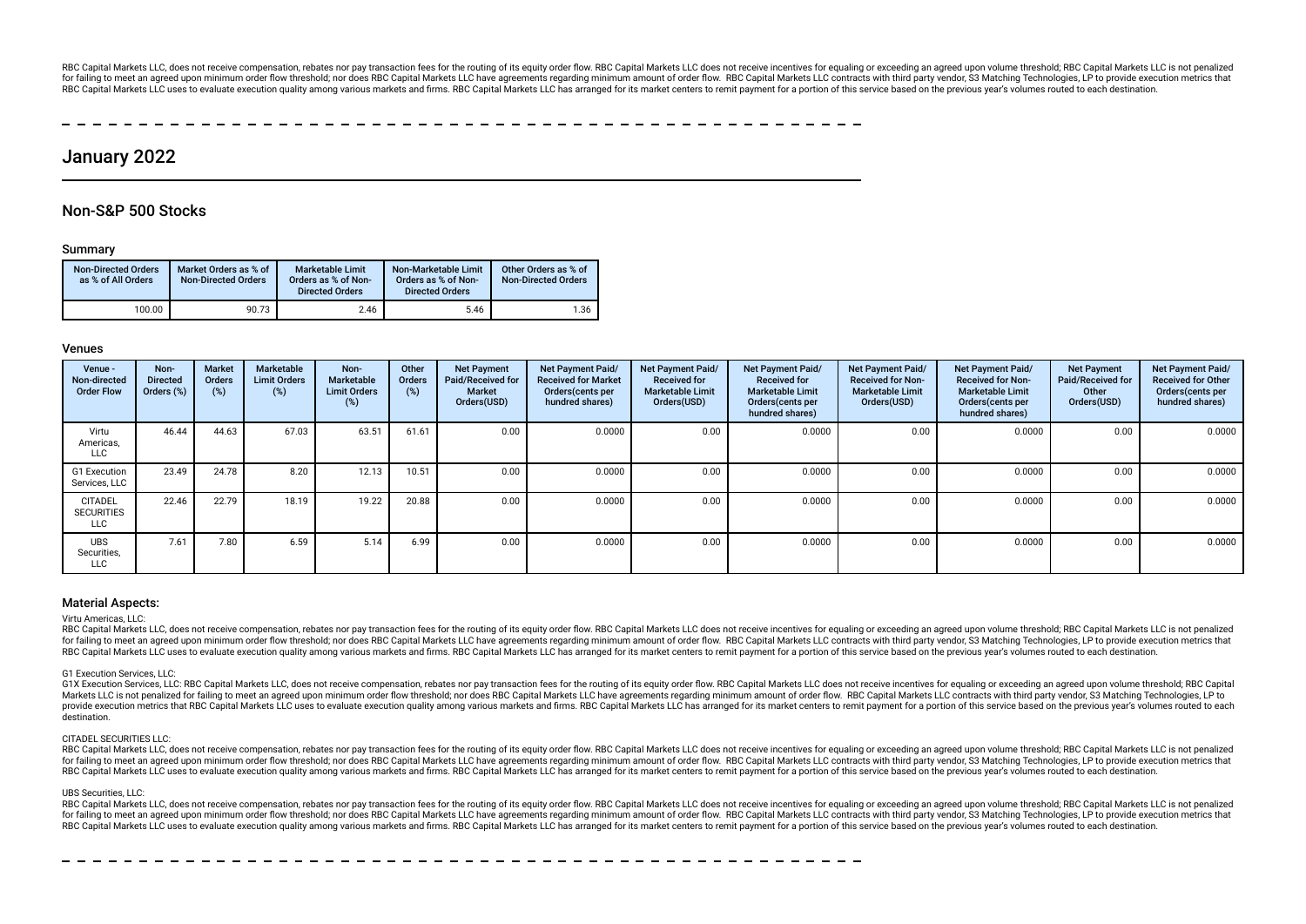RBC Capital Markets LLC, does not receive compensation, rebates nor pay transaction fees for the routing of its equity order flow. RBC Capital Markets LLC does not receive incentives for equaling or exceeding an agreed upon volume threshold; RBC Capital Markets LLC is not penalized for failing to meet an agreed upon minimum order flow threshold; nor does RBC Capital Markets LLC have agreements regarding minimum amount of order flow. RBC Capital Markets LLC contracts with third party vendor, S3 Matching Technologies, LP to provide execution metrics that RBC Capital Markets LLC uses to evaluate execution quality among various markets and firms. RBC Capital Markets LLC has arranged for its market centers to remit payment for a portion of this service based on the previous year's volumes routed to each destination.

# January 2022

## Non-S&P 500 Stocks

### Summary

| Non-Directed Orders as % of All Orders | Market Orders as % of Non-Directed Orders | Marketable Limit Orders as % of Non-Directed Orders | Non-Marketable Limit Orders as % of Non-Directed Orders | Other Orders as % of Non-Directed Orders |
|---|---|---|---|---|
| 100.00 | 90.73 | 2.46 | 5.46 | 1.36 |

### Venues

| Venue - Non-directed Order Flow | Non-Directed Orders (%) | Market Orders (%) | Marketable Limit Orders (%) | Non-Marketable Limit Orders (%) | Other Orders (%) | Net Payment Paid/Received for Market Orders(USD) | Net Payment Paid/Received for Market Orders(cents per hundred shares) | Net Payment Paid/Received for Marketable Limit Orders(USD) | Net Payment Paid/Received for Marketable Limit Orders(cents per hundred shares) | Net Payment Paid/Received for Non-Marketable Limit Orders(USD) | Net Payment Paid/Received for Non-Marketable Limit Orders(cents per hundred shares) | Net Payment Paid/Received for Other Orders(USD) | Net Payment Paid/Received for Other Orders(cents per hundred shares) |
|---|---|---|---|---|---|---|---|---|---|---|---|---|---|
| Virtu Americas, LLC | 46.44 | 44.63 | 67.03 | 63.51 | 61.61 | 0.00 | 0.0000 | 0.00 | 0.0000 | 0.00 | 0.0000 | 0.00 | 0.0000 |
| G1 Execution Services, LLC | 23.49 | 24.78 | 8.20 | 12.13 | 10.51 | 0.00 | 0.0000 | 0.00 | 0.0000 | 0.00 | 0.0000 | 0.00 | 0.0000 |
| CITADEL SECURITIES LLC | 22.46 | 22.79 | 18.19 | 19.22 | 20.88 | 0.00 | 0.0000 | 0.00 | 0.0000 | 0.00 | 0.0000 | 0.00 | 0.0000 |
| UBS Securities, LLC | 7.61 | 7.80 | 6.59 | 5.14 | 6.99 | 0.00 | 0.0000 | 0.00 | 0.0000 | 0.00 | 0.0000 | 0.00 | 0.0000 |

### Material Aspects:

Virtu Americas, LLC:

RBC Capital Markets LLC, does not receive compensation, rebates nor pay transaction fees for the routing of its equity order flow. RBC Capital Markets LLC does not receive incentives for equaling or exceeding an agreed upon volume threshold; RBC Capital Markets LLC is not penalized for failing to meet an agreed upon minimum order flow threshold; nor does RBC Capital Markets LLC have agreements regarding minimum amount of order flow. RBC Capital Markets LLC contracts with third party vendor, S3 Matching Technologies, LP to provide execution metrics that RBC Capital Markets LLC uses to evaluate execution quality among various markets and firms. RBC Capital Markets LLC has arranged for its market centers to remit payment for a portion of this service based on the previous year's volumes routed to each destination.

G1 Execution Services, LLC:

G1X Execution Services, LLC: RBC Capital Markets LLC, does not receive compensation, rebates nor pay transaction fees for the routing of its equity order flow. RBC Capital Markets LLC does not receive incentives for equaling or exceeding an agreed upon volume threshold; RBC Capital Markets LLC is not penalized for failing to meet an agreed upon minimum order flow threshold; nor does RBC Capital Markets LLC have agreements regarding minimum amount of order flow. RBC Capital Markets LLC contracts with third party vendor, S3 Matching Technologies, LP to provide execution metrics that RBC Capital Markets LLC uses to evaluate execution quality among various markets and firms. RBC Capital Markets LLC has arranged for its market centers to remit payment for a portion of this service based on the previous year's volumes routed to each destination.

CITADEL SECURITIES LLC:

RBC Capital Markets LLC, does not receive compensation, rebates nor pay transaction fees for the routing of its equity order flow. RBC Capital Markets LLC does not receive incentives for equaling or exceeding an agreed upon volume threshold; RBC Capital Markets LLC is not penalized for failing to meet an agreed upon minimum order flow threshold; nor does RBC Capital Markets LLC have agreements regarding minimum amount of order flow. RBC Capital Markets LLC contracts with third party vendor, S3 Matching Technologies, LP to provide execution metrics that RBC Capital Markets LLC uses to evaluate execution quality among various markets and firms. RBC Capital Markets LLC has arranged for its market centers to remit payment for a portion of this service based on the previous year's volumes routed to each destination.

UBS Securities, LLC:

RBC Capital Markets LLC, does not receive compensation, rebates nor pay transaction fees for the routing of its equity order flow. RBC Capital Markets LLC does not receive incentives for equaling or exceeding an agreed upon volume threshold; RBC Capital Markets LLC is not penalized for failing to meet an agreed upon minimum order flow threshold; nor does RBC Capital Markets LLC have agreements regarding minimum amount of order flow. RBC Capital Markets LLC contracts with third party vendor, S3 Matching Technologies, LP to provide execution metrics that RBC Capital Markets LLC uses to evaluate execution quality among various markets and firms. RBC Capital Markets LLC has arranged for its market centers to remit payment for a portion of this service based on the previous year's volumes routed to each destination.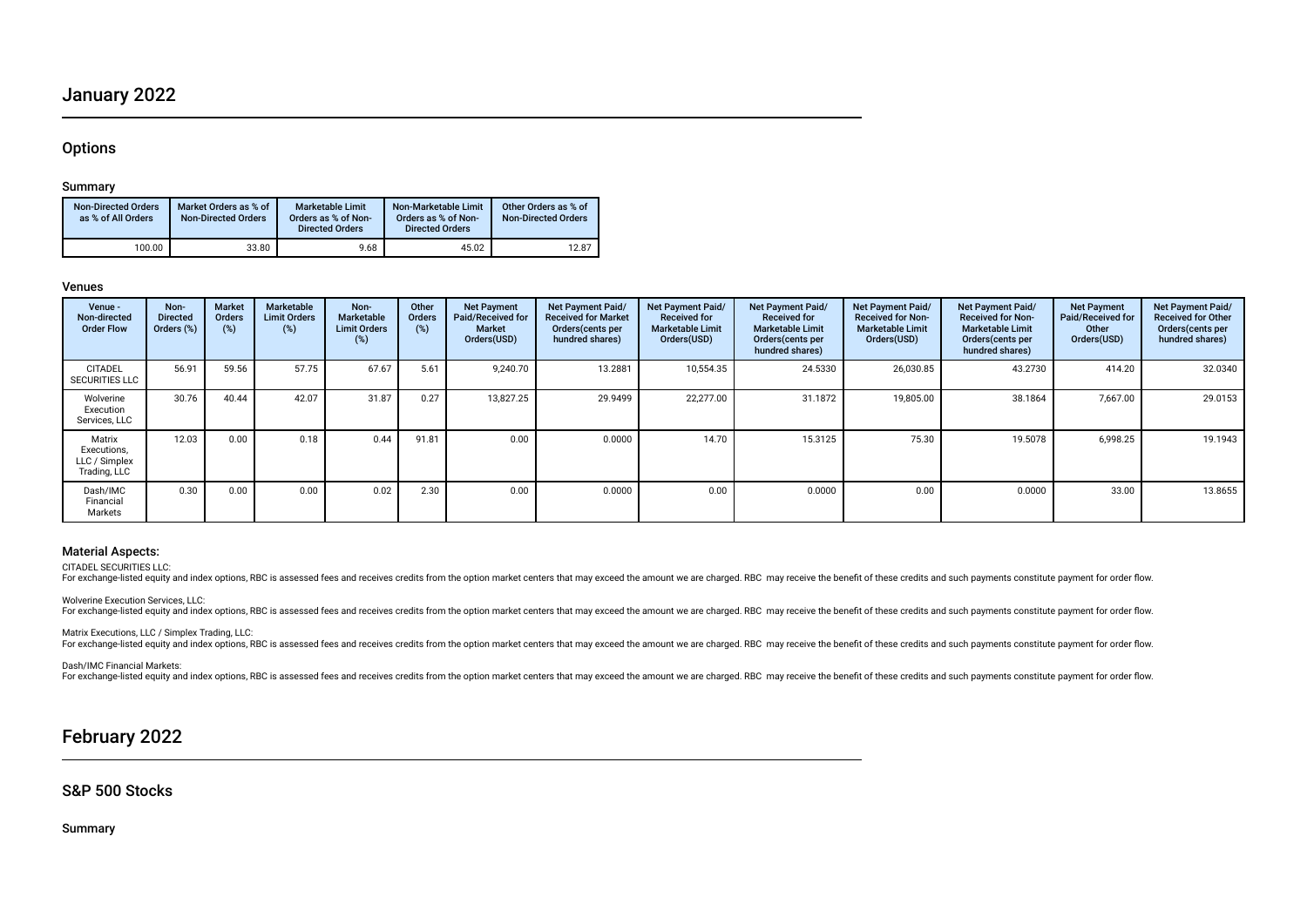# January 2022

## Options

### Summary

| Non-Directed Orders as % of All Orders | Market Orders as % of Non-Directed Orders | Marketable Limit Orders as % of Non-Directed Orders | Non-Marketable Limit Orders as % of Non-Directed Orders | Other Orders as % of Non-Directed Orders |
|---|---|---|---|---|
| 100.00 | 33.80 | 9.68 | 45.02 | 12.87 |

### Venues

| Venue - Non-directed Order Flow | Non-Directed Orders (%) | Market Orders (%) | Marketable Limit Orders (%) | Non-Marketable Limit Orders (%) | Other Orders (%) | Net Payment Paid/Received for Market Orders(USD) | Net Payment Paid/ Received for Market Orders(cents per hundred shares) | Net Payment Paid/ Received for Marketable Limit Orders(USD) | Net Payment Paid/ Received for Marketable Limit Orders(cents per hundred shares) | Net Payment Paid/ Received for Non-Marketable Limit Orders(USD) | Net Payment Paid/ Received for Non-Marketable Limit Orders(cents per hundred shares) | Net Payment Paid/Received for Other Orders(USD) | Net Payment Paid/ Received for Other Orders(cents per hundred shares) |
|---|---|---|---|---|---|---|---|---|---|---|---|---|---|
| CITADEL SECURITIES LLC | 56.91 | 59.56 | 57.75 | 67.67 | 5.61 | 9,240.70 | 13.2881 | 10,554.35 | 24.5330 | 26,030.85 | 43.2730 | 414.20 | 32.0340 |
| Wolverine Execution Services, LLC | 30.76 | 40.44 | 42.07 | 31.87 | 0.27 | 13,827.25 | 29.9499 | 22,277.00 | 31.1872 | 19,805.00 | 38.1864 | 7,667.00 | 29.0153 |
| Matrix Executions, LLC / Simplex Trading, LLC | 12.03 | 0.00 | 0.18 | 0.44 | 91.81 | 0.00 | 0.0000 | 14.70 | 15.3125 | 75.30 | 19.5078 | 6,998.25 | 19.1943 |
| Dash/IMC Financial Markets | 0.30 | 0.00 | 0.00 | 0.02 | 2.30 | 0.00 | 0.0000 | 0.00 | 0.0000 | 0.00 | 0.0000 | 33.00 | 13.8655 |

### Material Aspects:

CITADEL SECURITIES LLC:
For exchange-listed equity and index options, RBC is assessed fees and receives credits from the option market centers that may exceed the amount we are charged. RBC may receive the benefit of these credits and such payments constitute payment for order flow.

Wolverine Execution Services, LLC:
For exchange-listed equity and index options, RBC is assessed fees and receives credits from the option market centers that may exceed the amount we are charged. RBC may receive the benefit of these credits and such payments constitute payment for order flow.

Matrix Executions, LLC / Simplex Trading, LLC:
For exchange-listed equity and index options, RBC is assessed fees and receives credits from the option market centers that may exceed the amount we are charged. RBC may receive the benefit of these credits and such payments constitute payment for order flow.

Dash/IMC Financial Markets:
For exchange-listed equity and index options, RBC is assessed fees and receives credits from the option market centers that may exceed the amount we are charged. RBC may receive the benefit of these credits and such payments constitute payment for order flow.

# February 2022

## S&P 500 Stocks

### Summary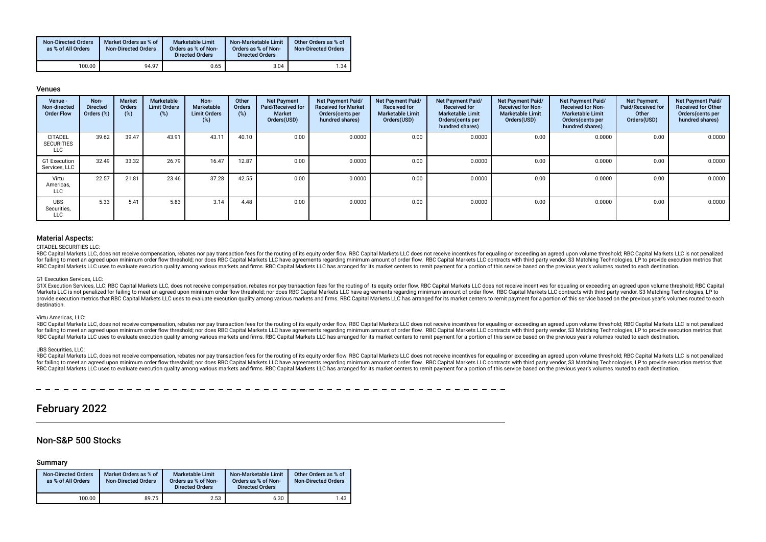| Non-Directed Orders as % of All Orders | Market Orders as % of Non-Directed Orders | Marketable Limit Orders as % of Non-Directed Orders | Non-Marketable Limit Orders as % of Non-Directed Orders | Other Orders as % of Non-Directed Orders |
|---|---|---|---|---|
| 100.00 | 94.97 | 0.65 | 3.04 | 1.34 |

### Venues

| Venue - Non-directed Order Flow | Non-Directed Orders (%) | Market Orders (%) | Marketable Limit Orders (%) | Non-Marketable Limit Orders (%) | Other Orders (%) | Net Payment Paid/Received for Market Orders(USD) | Net Payment Paid/ Received for Market Orders(cents per hundred shares) | Net Payment Paid/ Received for Marketable Limit Orders(USD) | Net Payment Paid/ Received for Marketable Limit Orders(cents per hundred shares) | Net Payment Paid/ Received for Non-Marketable Limit Orders(USD) | Net Payment Paid/ Received for Non-Marketable Limit Orders(cents per hundred shares) | Net Payment Paid/Received for Other Orders(USD) | Net Payment Paid/ Received for Other Orders(cents per hundred shares) |
|---|---|---|---|---|---|---|---|---|---|---|---|---|---|
| CITADEL SECURITIES LLC | 39.62 | 39.47 | 43.91 | 43.11 | 40.10 | 0.00 | 0.0000 | 0.00 | 0.0000 | 0.00 | 0.0000 | 0.00 | 0.0000 |
| G1 Execution Services, LLC | 32.49 | 33.32 | 26.79 | 16.47 | 12.87 | 0.00 | 0.0000 | 0.00 | 0.0000 | 0.00 | 0.0000 | 0.00 | 0.0000 |
| Virtu Americas, LLC | 22.57 | 21.81 | 23.46 | 37.28 | 42.55 | 0.00 | 0.0000 | 0.00 | 0.0000 | 0.00 | 0.0000 | 0.00 | 0.0000 |
| UBS Securities, LLC | 5.33 | 5.41 | 5.83 | 3.14 | 4.48 | 0.00 | 0.0000 | 0.00 | 0.0000 | 0.00 | 0.0000 | 0.00 | 0.0000 |

### Material Aspects:

CITADEL SECURITIES LLC:

RBC Capital Markets LLC, does not receive compensation, rebates nor pay transaction fees for the routing of its equity order flow. RBC Capital Markets LLC does not receive incentives for equaling or exceeding an agreed upon volume threshold; RBC Capital Markets LLC is not penalized for failing to meet an agreed upon minimum order flow threshold; nor does RBC Capital Markets LLC have agreements regarding minimum amount of order flow. RBC Capital Markets LLC contracts with third party vendor, S3 Matching Technologies, LP to provide execution metrics that RBC Capital Markets LLC uses to evaluate execution quality among various markets and firms. RBC Capital Markets LLC has arranged for its market centers to remit payment for a portion of this service based on the previous year's volumes routed to each destination.

G1 Execution Services, LLC:

G1X Execution Services, LLC: RBC Capital Markets LLC, does not receive compensation, rebates nor pay transaction fees for the routing of its equity order flow. RBC Capital Markets LLC does not receive incentives for equaling or exceeding an agreed upon volume threshold; RBC Capital Markets LLC is not penalized for failing to meet an agreed upon minimum order flow threshold; nor does RBC Capital Markets LLC have agreements regarding minimum amount of order flow. RBC Capital Markets LLC contracts with third party vendor, S3 Matching Technologies, LP to provide execution metrics that RBC Capital Markets LLC uses to evaluate execution quality among various markets and firms. RBC Capital Markets LLC has arranged for its market centers to remit payment for a portion of this service based on the previous year's volumes routed to each destination.

Virtu Americas, LLC:

RBC Capital Markets LLC, does not receive compensation, rebates nor pay transaction fees for the routing of its equity order flow. RBC Capital Markets LLC does not receive incentives for equaling or exceeding an agreed upon volume threshold; RBC Capital Markets LLC is not penalized for failing to meet an agreed upon minimum order flow threshold; nor does RBC Capital Markets LLC have agreements regarding minimum amount of order flow. RBC Capital Markets LLC contracts with third party vendor, S3 Matching Technologies, LP to provide execution metrics that RBC Capital Markets LLC uses to evaluate execution quality among various markets and firms. RBC Capital Markets LLC has arranged for its market centers to remit payment for a portion of this service based on the previous year's volumes routed to each destination.

UBS Securities, LLC:

RBC Capital Markets LLC, does not receive compensation, rebates nor pay transaction fees for the routing of its equity order flow. RBC Capital Markets LLC does not receive incentives for equaling or exceeding an agreed upon volume threshold; RBC Capital Markets LLC is not penalized for failing to meet an agreed upon minimum order flow threshold; nor does RBC Capital Markets LLC have agreements regarding minimum amount of order flow. RBC Capital Markets LLC contracts with third party vendor, S3 Matching Technologies, LP to provide execution metrics that RBC Capital Markets LLC uses to evaluate execution quality among various markets and firms. RBC Capital Markets LLC has arranged for its market centers to remit payment for a portion of this service based on the previous year's volumes routed to each destination.

# February 2022

## Non-S&P 500 Stocks

### Summary

| Non-Directed Orders as % of All Orders | Market Orders as % of Non-Directed Orders | Marketable Limit Orders as % of Non-Directed Orders | Non-Marketable Limit Orders as % of Non-Directed Orders | Other Orders as % of Non-Directed Orders |
|---|---|---|---|---|
| 100.00 | 89.75 | 2.53 | 6.30 | 1.43 |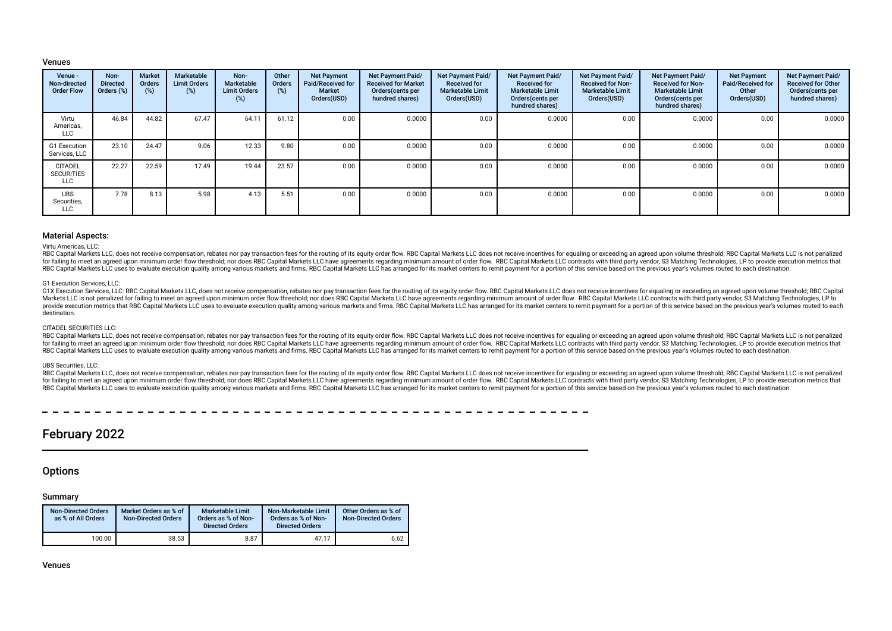### Venues

| Venue - Non-directed Order Flow | Non-Directed Orders (%) | Market Orders (%) | Marketable Limit Orders (%) | Non-Marketable Limit Orders (%) | Other Orders (%) | Net Payment Paid/Received for Market Orders(USD) | Net Payment Paid/ Received for Market Orders(cents per hundred shares) | Net Payment Paid/ Received for Marketable Limit Orders(USD) | Net Payment Paid/ Received for Marketable Limit Orders(cents per hundred shares) | Net Payment Paid/ Received for Non-Marketable Limit Orders(USD) | Net Payment Paid/ Received for Non-Marketable Limit Orders(cents per hundred shares) | Net Payment Paid/Received for Other Orders(USD) | Net Payment Paid/ Received for Other Orders(cents per hundred shares) |
|---|---|---|---|---|---|---|---|---|---|---|---|---|---|
| Virtu Americas, LLC | 46.84 | 44.82 | 67.47 | 64.11 | 61.12 | 0.00 | 0.0000 | 0.00 | 0.0000 | 0.00 | 0.0000 | 0.00 | 0.0000 |
| G1 Execution Services, LLC | 23.10 | 24.47 | 9.06 | 12.33 | 9.80 | 0.00 | 0.0000 | 0.00 | 0.0000 | 0.00 | 0.0000 | 0.00 | 0.0000 |
| CITADEL SECURITIES LLC | 22.27 | 22.59 | 17.49 | 19.44 | 23.57 | 0.00 | 0.0000 | 0.00 | 0.0000 | 0.00 | 0.0000 | 0.00 | 0.0000 |
| UBS Securities, LLC | 7.78 | 8.13 | 5.98 | 4.13 | 5.51 | 0.00 | 0.0000 | 0.00 | 0.0000 | 0.00 | 0.0000 | 0.00 | 0.0000 |

### Material Aspects:

Virtu Americas, LLC:

RBC Capital Markets LLC, does not receive compensation, rebates nor pay transaction fees for the routing of its equity order flow. RBC Capital Markets LLC does not receive incentives for equaling or exceeding an agreed upon volume threshold; RBC Capital Markets LLC is not penalized for failing to meet an agreed upon minimum order flow threshold; nor does RBC Capital Markets LLC have agreements regarding minimum amount of order flow. RBC Capital Markets LLC contracts with third party vendor, S3 Matching Technologies, LP to provide execution metrics that RBC Capital Markets LLC uses to evaluate execution quality among various markets and firms. RBC Capital Markets LLC has arranged for its market centers to remit payment for a portion of this service based on the previous year's volumes routed to each destination.

G1 Execution Services, LLC:

G1X Execution Services, LLC: RBC Capital Markets LLC, does not receive compensation, rebates nor pay transaction fees for the routing of its equity order flow. RBC Capital Markets LLC does not receive incentives for equaling or exceeding an agreed upon volume threshold; RBC Capital Markets LLC is not penalized for failing to meet an agreed upon minimum order flow threshold; nor does RBC Capital Markets LLC have agreements regarding minimum amount of order flow. RBC Capital Markets LLC contracts with third party vendor, S3 Matching Technologies, LP to provide execution metrics that RBC Capital Markets LLC uses to evaluate execution quality among various markets and firms. RBC Capital Markets LLC has arranged for its market centers to remit payment for a portion of this service based on the previous year's volumes routed to each destination.

CITADEL SECURITIES LLC:

RBC Capital Markets LLC, does not receive compensation, rebates nor pay transaction fees for the routing of its equity order flow. RBC Capital Markets LLC does not receive incentives for equaling or exceeding an agreed upon volume threshold; RBC Capital Markets LLC is not penalized for failing to meet an agreed upon minimum order flow threshold; nor does RBC Capital Markets LLC have agreements regarding minimum amount of order flow. RBC Capital Markets LLC contracts with third party vendor, S3 Matching Technologies, LP to provide execution metrics that RBC Capital Markets LLC uses to evaluate execution quality among various markets and firms. RBC Capital Markets LLC has arranged for its market centers to remit payment for a portion of this service based on the previous year's volumes routed to each destination.

UBS Securities, LLC:

RBC Capital Markets LLC, does not receive compensation, rebates nor pay transaction fees for the routing of its equity order flow. RBC Capital Markets LLC does not receive incentives for equaling or exceeding an agreed upon volume threshold; RBC Capital Markets LLC is not penalized for failing to meet an agreed upon minimum order flow threshold; nor does RBC Capital Markets LLC have agreements regarding minimum amount of order flow. RBC Capital Markets LLC contracts with third party vendor, S3 Matching Technologies, LP to provide execution metrics that RBC Capital Markets LLC uses to evaluate execution quality among various markets and firms. RBC Capital Markets LLC has arranged for its market centers to remit payment for a portion of this service based on the previous year's volumes routed to each destination.

# February 2022

## Options

### Summary

| Non-Directed Orders as % of All Orders | Market Orders as % of Non-Directed Orders | Marketable Limit Orders as % of Non-Directed Orders | Non-Marketable Limit Orders as % of Non-Directed Orders | Other Orders as % of Non-Directed Orders |
|---|---|---|---|---|
| 100.00 | 38.53 | 8.87 | 47.17 | 6.62 |

### Venues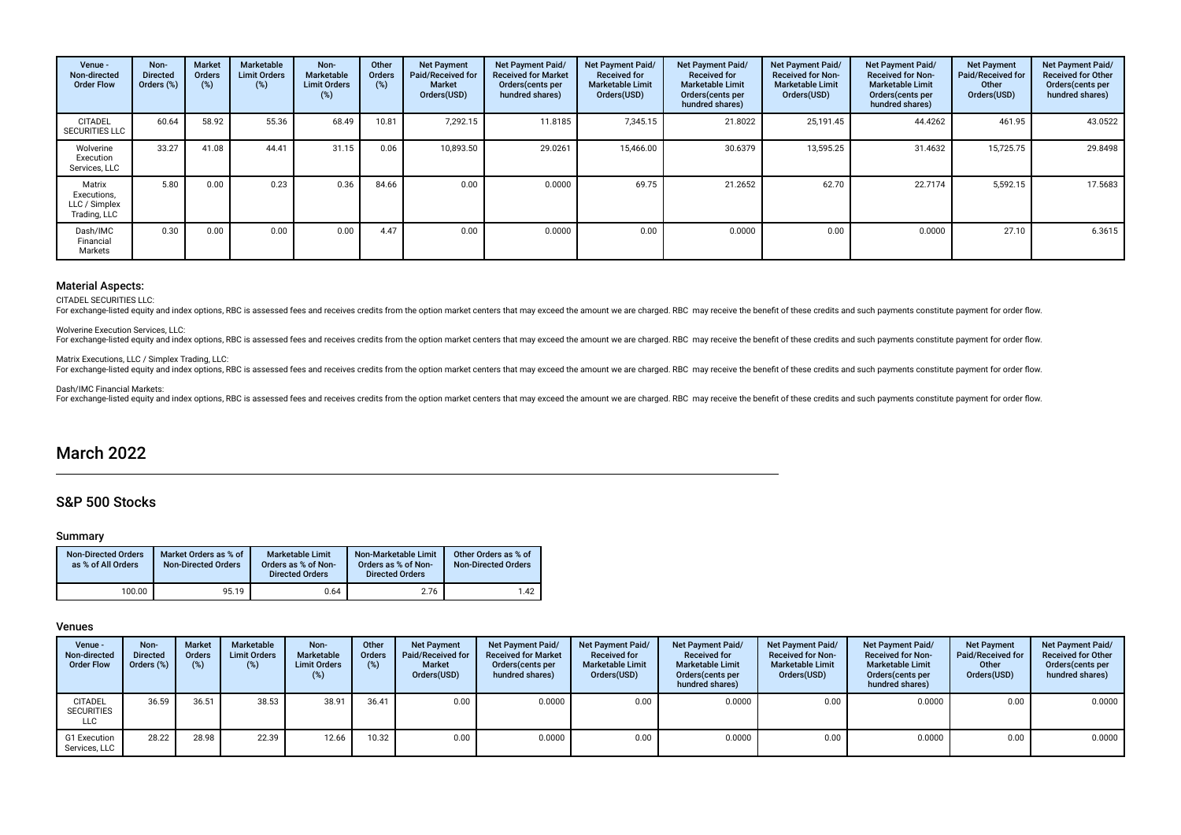| Venue - Non-directed Order Flow | Non-Directed Orders (%) | Market Orders (%) | Marketable Limit Orders (%) | Non-Marketable Limit Orders (%) | Other Orders (%) | Net Payment Paid/Received for Market Orders(USD) | Net Payment Paid/ Received for Market Orders(cents per hundred shares) | Net Payment Paid/ Received for Marketable Limit Orders(USD) | Net Payment Paid/ Received for Marketable Limit Orders(cents per hundred shares) | Net Payment Paid/ Received for Non-Marketable Limit Orders(USD) | Net Payment Paid/ Received for Non-Marketable Limit Orders(cents per hundred shares) | Net Payment Paid/Received for Other Orders(USD) | Net Payment Paid/ Received for Other Orders(cents per hundred shares) |
|---|---|---|---|---|---|---|---|---|---|---|---|---|---|
| CITADEL SECURITIES LLC | 60.64 | 58.92 | 55.36 | 68.49 | 10.81 | 7,292.15 | 11.8185 | 7,345.15 | 21.8022 | 25,191.45 | 44.4262 | 461.95 | 43.0522 |
| Wolverine Execution Services, LLC | 33.27 | 41.08 | 44.41 | 31.15 | 0.06 | 10,893.50 | 29.0261 | 15,466.00 | 30.6379 | 13,595.25 | 31.4632 | 15,725.75 | 29.8498 |
| Matrix Executions, LLC / Simplex Trading, LLC | 5.80 | 0.00 | 0.23 | 0.36 | 84.66 | 0.00 | 0.0000 | 69.75 | 21.2652 | 62.70 | 22.7174 | 5,592.15 | 17.5683 |
| Dash/IMC Financial Markets | 0.30 | 0.00 | 0.00 | 0.00 | 4.47 | 0.00 | 0.0000 | 0.00 | 0.0000 | 0.00 | 0.0000 | 27.10 | 6.3615 |

### Material Aspects:

CITADEL SECURITIES LLC:
For exchange-listed equity and index options, RBC is assessed fees and receives credits from the option market centers that may exceed the amount we are charged. RBC may receive the benefit of these credits and such payments constitute payment for order flow.

Wolverine Execution Services, LLC:
For exchange-listed equity and index options, RBC is assessed fees and receives credits from the option market centers that may exceed the amount we are charged. RBC may receive the benefit of these credits and such payments constitute payment for order flow.

Matrix Executions, LLC / Simplex Trading, LLC:
For exchange-listed equity and index options, RBC is assessed fees and receives credits from the option market centers that may exceed the amount we are charged. RBC may receive the benefit of these credits and such payments constitute payment for order flow.

Dash/IMC Financial Markets:
For exchange-listed equity and index options, RBC is assessed fees and receives credits from the option market centers that may exceed the amount we are charged. RBC may receive the benefit of these credits and such payments constitute payment for order flow.

# March 2022

## S&P 500 Stocks

### Summary

| Non-Directed Orders as % of All Orders | Market Orders as % of Non-Directed Orders | Marketable Limit Orders as % of Non-Directed Orders | Non-Marketable Limit Orders as % of Non-Directed Orders | Other Orders as % of Non-Directed Orders |
|---|---|---|---|---|
| 100.00 | 95.19 | 0.64 | 2.76 | 1.42 |

### Venues

| Venue - Non-directed Order Flow | Non-Directed Orders (%) | Market Orders (%) | Marketable Limit Orders (%) | Non-Marketable Limit Orders (%) | Other Orders (%) | Net Payment Paid/Received for Market Orders(USD) | Net Payment Paid/ Received for Market Orders(cents per hundred shares) | Net Payment Paid/ Received for Marketable Limit Orders(USD) | Net Payment Paid/ Received for Marketable Limit Orders(cents per hundred shares) | Net Payment Paid/ Received for Non-Marketable Limit Orders(USD) | Net Payment Paid/ Received for Non-Marketable Limit Orders(cents per hundred shares) | Net Payment Paid/Received for Other Orders(USD) | Net Payment Paid/ Received for Other Orders(cents per hundred shares) |
|---|---|---|---|---|---|---|---|---|---|---|---|---|---|
| CITADEL SECURITIES LLC | 36.59 | 36.51 | 38.53 | 38.91 | 36.41 | 0.00 | 0.0000 | 0.00 | 0.0000 | 0.00 | 0.0000 | 0.00 | 0.0000 |
| G1 Execution Services, LLC | 28.22 | 28.98 | 22.39 | 12.66 | 10.32 | 0.00 | 0.0000 | 0.00 | 0.0000 | 0.00 | 0.0000 | 0.00 | 0.0000 |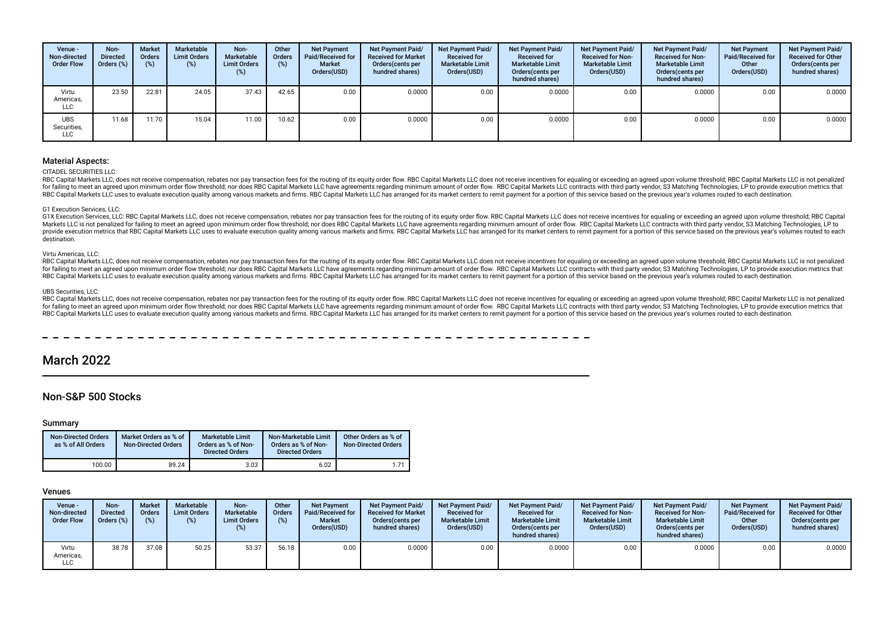| Venue - Non-directed Order Flow | Non-Directed Orders (%) | Market Orders (%) | Marketable Limit Orders (%) | Non-Marketable Limit Orders (%) | Other Orders (%) | Net Payment Paid/Received for Market Orders(USD) | Net Payment Paid/Received for Market Orders(cents per hundred shares) | Net Payment Paid/Received for Marketable Limit Orders(USD) | Net Payment Paid/Received for Marketable Limit Orders(cents per hundred shares) | Net Payment Paid/Received for Non-Marketable Limit Orders(USD) | Net Payment Paid/Received for Non-Marketable Limit Orders(cents per hundred shares) | Net Payment Paid/Received for Other Orders(USD) | Net Payment Paid/Received for Other Orders(cents per hundred shares) |
|---|---|---|---|---|---|---|---|---|---|---|---|---|---|
| Virtu Americas, LLC | 23.50 | 22.81 | 24.05 | 37.43 | 42.65 | 0.00 | 0.0000 | 0.00 | 0.0000 | 0.00 | 0.0000 | 0.00 | 0.0000 |
| UBS Securities, LLC | 11.68 | 11.70 | 15.04 | 11.00 | 10.62 | 0.00 | 0.0000 | 0.00 | 0.0000 | 0.00 | 0.0000 | 0.00 | 0.0000 |

### Material Aspects:

CITADEL SECURITIES LLC:

RBC Capital Markets LLC, does not receive compensation, rebates nor pay transaction fees for the routing of its equity order flow. RBC Capital Markets LLC does not receive incentives for equaling or exceeding an agreed upon volume threshold; RBC Capital Markets LLC is not penalized for failing to meet an agreed upon minimum order flow threshold; nor does RBC Capital Markets LLC have agreements regarding minimum amount of order flow. RBC Capital Markets LLC contracts with third party vendor, S3 Matching Technologies, LP to provide execution metrics that RBC Capital Markets LLC uses to evaluate execution quality among various markets and firms. RBC Capital Markets LLC has arranged for its market centers to remit payment for a portion of this service based on the previous year's volumes routed to each destination.

G1 Execution Services, LLC:

G1X Execution Services, LLC: RBC Capital Markets LLC, does not receive compensation, rebates nor pay transaction fees for the routing of its equity order flow. RBC Capital Markets LLC does not receive incentives for equaling or exceeding an agreed upon volume threshold; RBC Capital Markets LLC is not penalized for failing to meet an agreed upon minimum order flow threshold; nor does RBC Capital Markets LLC have agreements regarding minimum amount of order flow. RBC Capital Markets LLC contracts with third party vendor, S3 Matching Technologies, LP to provide execution metrics that RBC Capital Markets LLC uses to evaluate execution quality among various markets and firms. RBC Capital Markets LLC has arranged for its market centers to remit payment for a portion of this service based on the previous year's volumes routed to each destination.

Virtu Americas, LLC:

RBC Capital Markets LLC, does not receive compensation, rebates nor pay transaction fees for the routing of its equity order flow. RBC Capital Markets LLC does not receive incentives for equaling or exceeding an agreed upon volume threshold; RBC Capital Markets LLC is not penalized for failing to meet an agreed upon minimum order flow threshold; nor does RBC Capital Markets LLC have agreements regarding minimum amount of order flow. RBC Capital Markets LLC contracts with third party vendor, S3 Matching Technologies, LP to provide execution metrics that RBC Capital Markets LLC uses to evaluate execution quality among various markets and firms. RBC Capital Markets LLC has arranged for its market centers to remit payment for a portion of this service based on the previous year's volumes routed to each destination.

UBS Securities, LLC:

RBC Capital Markets LLC, does not receive compensation, rebates nor pay transaction fees for the routing of its equity order flow. RBC Capital Markets LLC does not receive incentives for equaling or exceeding an agreed upon volume threshold; RBC Capital Markets LLC is not penalized for failing to meet an agreed upon minimum order flow threshold; nor does RBC Capital Markets LLC have agreements regarding minimum amount of order flow. RBC Capital Markets LLC contracts with third party vendor, S3 Matching Technologies, LP to provide execution metrics that RBC Capital Markets LLC uses to evaluate execution quality among various markets and firms. RBC Capital Markets LLC has arranged for its market centers to remit payment for a portion of this service based on the previous year's volumes routed to each destination.

# March 2022

## Non-S&P 500 Stocks

### Summary

| Non-Directed Orders as % of All Orders | Market Orders as % of Non-Directed Orders | Marketable Limit Orders as % of Non-Directed Orders | Non-Marketable Limit Orders as % of Non-Directed Orders | Other Orders as % of Non-Directed Orders |
|---|---|---|---|---|
| 100.00 | 89.24 | 3.03 | 6.02 | 1.71 |

### Venues

| Venue - Non-directed Order Flow | Non-Directed Orders (%) | Market Orders (%) | Marketable Limit Orders (%) | Non-Marketable Limit Orders (%) | Other Orders (%) | Net Payment Paid/Received for Market Orders(USD) | Net Payment Paid/Received for Market Orders(cents per hundred shares) | Net Payment Paid/Received for Marketable Limit Orders(USD) | Net Payment Paid/Received for Marketable Limit Orders(cents per hundred shares) | Net Payment Paid/Received for Non-Marketable Limit Orders(USD) | Net Payment Paid/Received for Non-Marketable Limit Orders(cents per hundred shares) | Net Payment Paid/Received for Other Orders(USD) | Net Payment Paid/Received for Other Orders(cents per hundred shares) |
|---|---|---|---|---|---|---|---|---|---|---|---|---|---|
| Virtu Americas, LLC | 38.78 | 37.08 | 50.25 | 53.37 | 56.18 | 0.00 | 0.0000 | 0.00 | 0.0000 | 0.00 | 0.0000 | 0.00 | 0.0000 |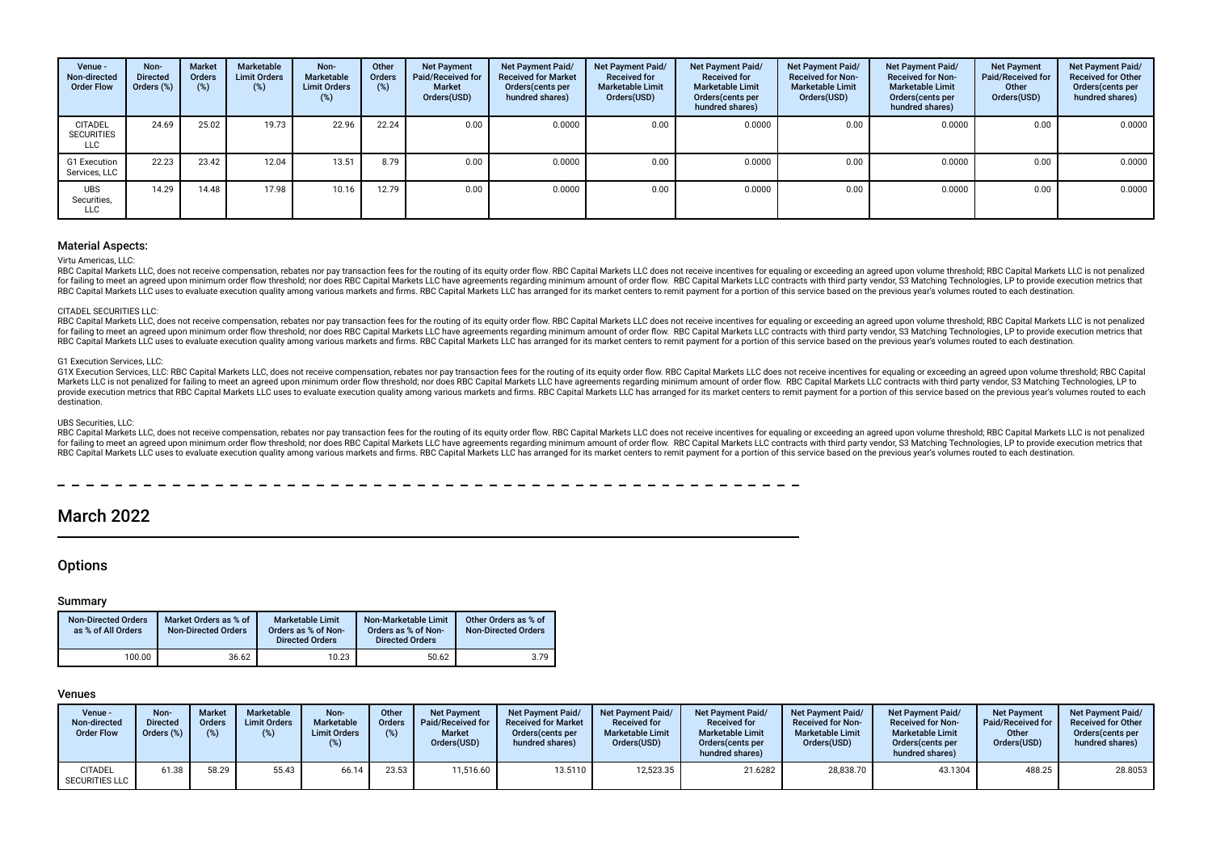| Venue - Non-directed Order Flow | Non-Directed Orders (%) | Market Orders (%) | Marketable Limit Orders (%) | Non-Marketable Limit Orders (%) | Other Orders (%) | Net Payment Paid/Received for Market Orders(USD) | Net Payment Paid/ Received for Market Orders(cents per hundred shares) | Net Payment Paid/ Received for Marketable Limit Orders(USD) | Net Payment Paid/ Received for Marketable Limit Orders(cents per hundred shares) | Net Payment Paid/ Received for Non-Marketable Limit Orders(USD) | Net Payment Paid/ Received for Non-Marketable Limit Orders(cents per hundred shares) | Net Payment Paid/Received for Other Orders(USD) | Net Payment Paid/ Received for Other Orders(cents per hundred shares) |
|---|---|---|---|---|---|---|---|---|---|---|---|---|---|
| CITADEL SECURITIES LLC | 24.69 | 25.02 | 19.73 | 22.96 | 22.24 | 0.00 | 0.0000 | 0.00 | 0.0000 | 0.00 | 0.0000 | 0.00 | 0.0000 |
| G1 Execution Services, LLC | 22.23 | 23.42 | 12.04 | 13.51 | 8.79 | 0.00 | 0.0000 | 0.00 | 0.0000 | 0.00 | 0.0000 | 0.00 | 0.0000 |
| UBS Securities, LLC | 14.29 | 14.48 | 17.98 | 10.16 | 12.79 | 0.00 | 0.0000 | 0.00 | 0.0000 | 0.00 | 0.0000 | 0.00 | 0.0000 |

### Material Aspects:

Virtu Americas, LLC:

RBC Capital Markets LLC, does not receive compensation, rebates nor pay transaction fees for the routing of its equity order flow. RBC Capital Markets LLC does not receive incentives for equaling or exceeding an agreed upon volume threshold; RBC Capital Markets LLC is not penalized for failing to meet an agreed upon minimum order flow threshold; nor does RBC Capital Markets LLC have agreements regarding minimum amount of order flow. RBC Capital Markets LLC contracts with third party vendor, S3 Matching Technologies, LP to provide execution metrics that RBC Capital Markets LLC uses to evaluate execution quality among various markets and firms. RBC Capital Markets LLC has arranged for its market centers to remit payment for a portion of this service based on the previous year's volumes routed to each destination.

CITADEL SECURITIES LLC:

RBC Capital Markets LLC, does not receive compensation, rebates nor pay transaction fees for the routing of its equity order flow. RBC Capital Markets LLC does not receive incentives for equaling or exceeding an agreed upon volume threshold; RBC Capital Markets LLC is not penalized for failing to meet an agreed upon minimum order flow threshold; nor does RBC Capital Markets LLC have agreements regarding minimum amount of order flow. RBC Capital Markets LLC contracts with third party vendor, S3 Matching Technologies, LP to provide execution metrics that RBC Capital Markets LLC uses to evaluate execution quality among various markets and firms. RBC Capital Markets LLC has arranged for its market centers to remit payment for a portion of this service based on the previous year's volumes routed to each destination.

G1 Execution Services, LLC:

G1X Execution Services, LLC: RBC Capital Markets LLC, does not receive compensation, rebates nor pay transaction fees for the routing of its equity order flow. RBC Capital Markets LLC does not receive incentives for equaling or exceeding an agreed upon volume threshold; RBC Capital Markets LLC is not penalized for failing to meet an agreed upon minimum order flow threshold; nor does RBC Capital Markets LLC have agreements regarding minimum amount of order flow. RBC Capital Markets LLC contracts with third party vendor, S3 Matching Technologies, LP to provide execution metrics that RBC Capital Markets LLC uses to evaluate execution quality among various markets and firms. RBC Capital Markets LLC has arranged for its market centers to remit payment for a portion of this service based on the previous year's volumes routed to each destination.

UBS Securities, LLC:

RBC Capital Markets LLC, does not receive compensation, rebates nor pay transaction fees for the routing of its equity order flow. RBC Capital Markets LLC does not receive incentives for equaling or exceeding an agreed upon volume threshold; RBC Capital Markets LLC is not penalized for failing to meet an agreed upon minimum order flow threshold; nor does RBC Capital Markets LLC have agreements regarding minimum amount of order flow. RBC Capital Markets LLC contracts with third party vendor, S3 Matching Technologies, LP to provide execution metrics that RBC Capital Markets LLC uses to evaluate execution quality among various markets and firms. RBC Capital Markets LLC has arranged for its market centers to remit payment for a portion of this service based on the previous year's volumes routed to each destination.

# March 2022

## Options

### Summary

| Non-Directed Orders as % of All Orders | Market Orders as % of Non-Directed Orders | Marketable Limit Orders as % of Non-Directed Orders | Non-Marketable Limit Orders as % of Non-Directed Orders | Other Orders as % of Non-Directed Orders |
|---|---|---|---|---|
| 100.00 | 36.62 | 10.23 | 50.62 | 3.79 |

### Venues

| Venue - Non-directed Order Flow | Non-Directed Orders (%) | Market Orders (%) | Marketable Limit Orders (%) | Non-Marketable Limit Orders (%) | Other Orders (%) | Net Payment Paid/Received for Market Orders(USD) | Net Payment Paid/ Received for Market Orders(cents per hundred shares) | Net Payment Paid/ Received for Marketable Limit Orders(USD) | Net Payment Paid/ Received for Marketable Limit Orders(cents per hundred shares) | Net Payment Paid/ Received for Non-Marketable Limit Orders(USD) | Net Payment Paid/ Received for Non-Marketable Limit Orders(cents per hundred shares) | Net Payment Paid/Received for Other Orders(USD) | Net Payment Paid/ Received for Other Orders(cents per hundred shares) |
|---|---|---|---|---|---|---|---|---|---|---|---|---|---|
| CITADEL SECURITIES LLC | 61.38 | 58.29 | 55.43 | 66.14 | 23.53 | 11,516.60 | 13.5110 | 12,523.35 | 21.6282 | 28,838.70 | 43.1304 | 488.25 | 28.8053 |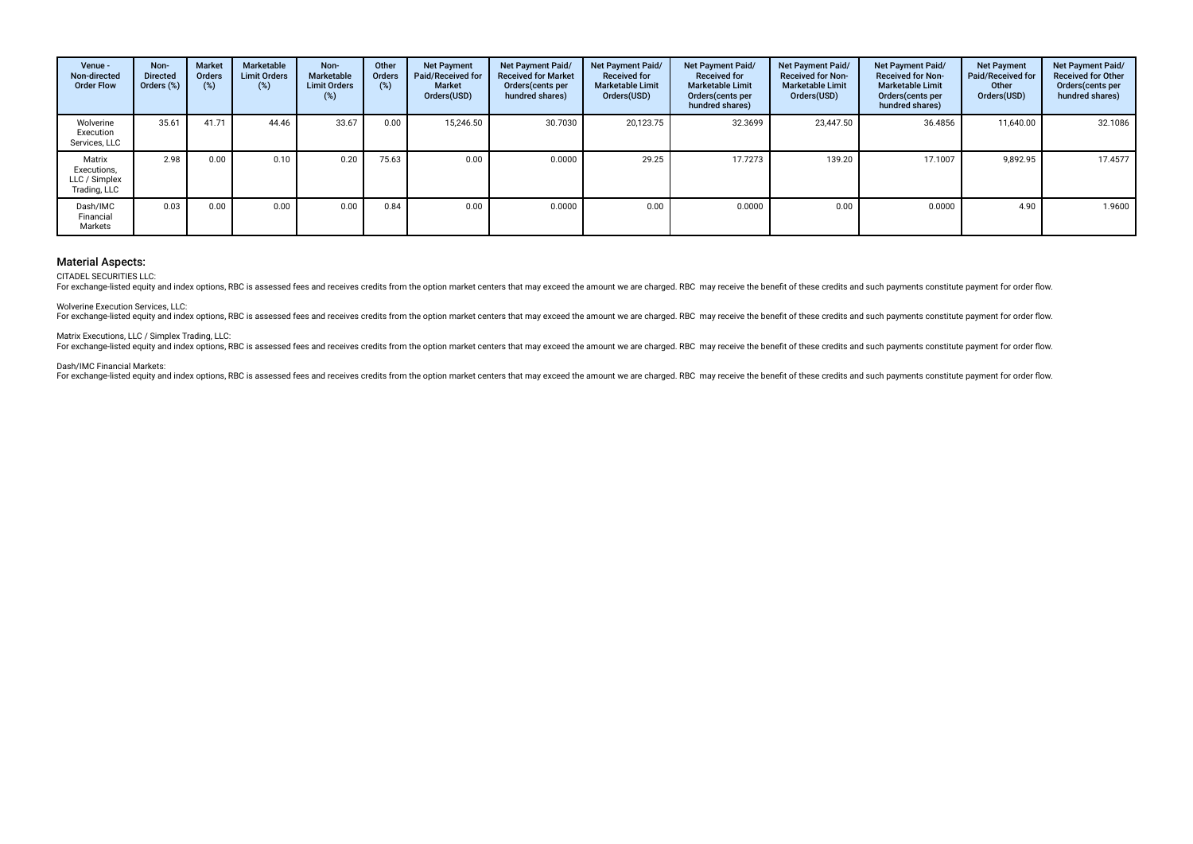| Venue - Non-directed Order Flow | Non-Directed Orders (%) | Market Orders (%) | Marketable Limit Orders (%) | Non-Marketable Limit Orders (%) | Other Orders (%) | Net Payment Paid/Received for Market Orders(USD) | Net Payment Paid/ Received for Market Orders(cents per hundred shares) | Net Payment Paid/ Received for Marketable Limit Orders(USD) | Net Payment Paid/ Received for Marketable Limit Orders(cents per hundred shares) | Net Payment Paid/ Received for Non-Marketable Limit Orders(USD) | Net Payment Paid/ Received for Non-Marketable Limit Orders(cents per hundred shares) | Net Payment Paid/Received for Other Orders(USD) | Net Payment Paid/ Received for Other Orders(cents per hundred shares) |
|---|---|---|---|---|---|---|---|---|---|---|---|---|---|
| Wolverine Execution Services, LLC | 35.61 | 41.71 | 44.46 | 33.67 | 0.00 | 15,246.50 | 30.7030 | 20,123.75 | 32.3699 | 23,447.50 | 36.4856 | 11,640.00 | 32.1086 |
| Matrix Executions, LLC / Simplex Trading, LLC | 2.98 | 0.00 | 0.10 | 0.20 | 75.63 | 0.00 | 0.0000 | 29.25 | 17.7273 | 139.20 | 17.1007 | 9,892.95 | 17.4577 |
| Dash/IMC Financial Markets | 0.03 | 0.00 | 0.00 | 0.00 | 0.84 | 0.00 | 0.0000 | 0.00 | 0.0000 | 0.00 | 0.0000 | 4.90 | 1.9600 |

## Material Aspects:

CITADEL SECURITIES LLC:
For exchange-listed equity and index options, RBC is assessed fees and receives credits from the option market centers that may exceed the amount we are charged. RBC may receive the benefit of these credits and such payments constitute payment for order flow.

Wolverine Execution Services, LLC:
For exchange-listed equity and index options, RBC is assessed fees and receives credits from the option market centers that may exceed the amount we are charged. RBC may receive the benefit of these credits and such payments constitute payment for order flow.

Matrix Executions, LLC / Simplex Trading, LLC:
For exchange-listed equity and index options, RBC is assessed fees and receives credits from the option market centers that may exceed the amount we are charged. RBC may receive the benefit of these credits and such payments constitute payment for order flow.

Dash/IMC Financial Markets:
For exchange-listed equity and index options, RBC is assessed fees and receives credits from the option market centers that may exceed the amount we are charged. RBC may receive the benefit of these credits and such payments constitute payment for order flow.